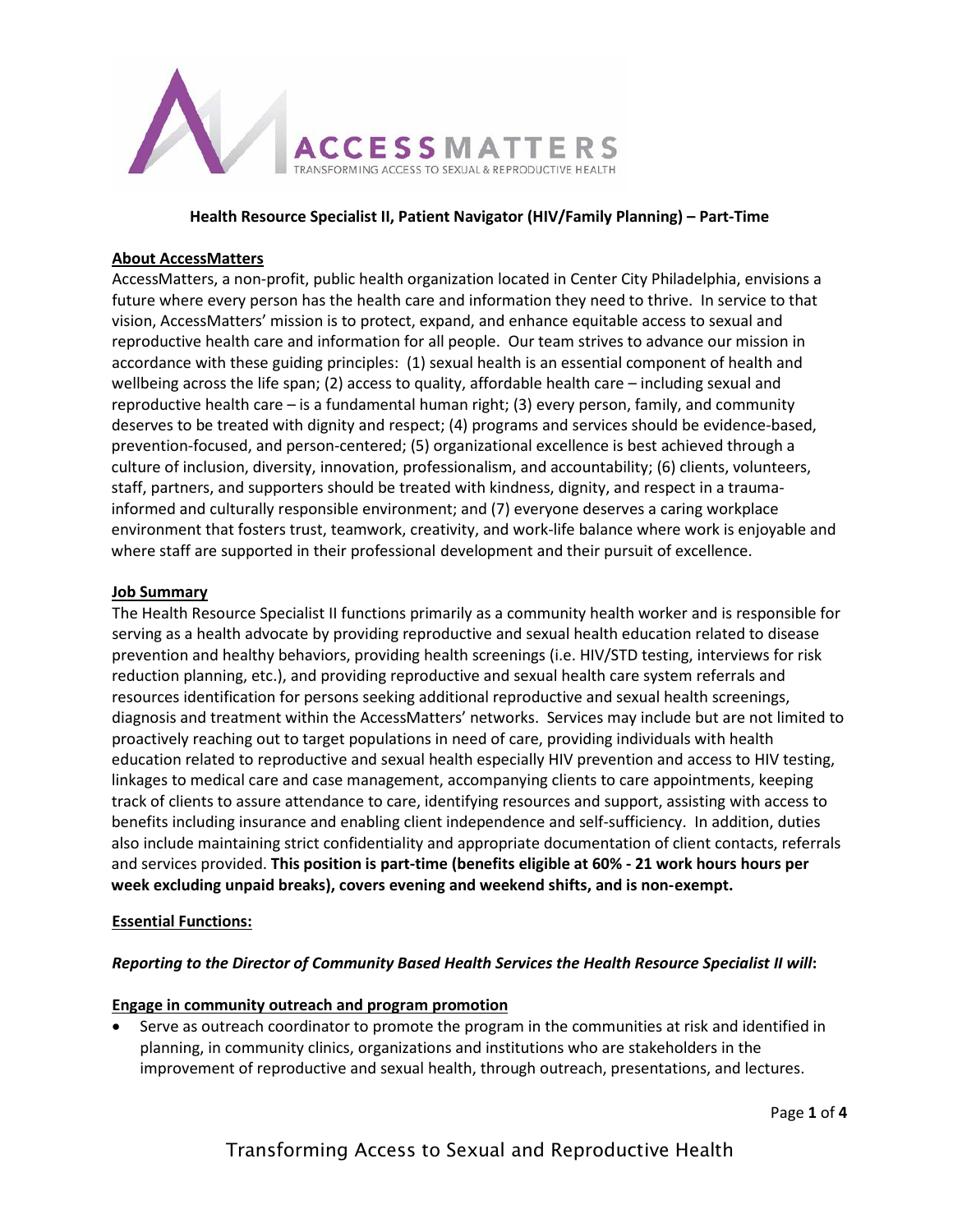**Health Resource Specialist II, Patient Navigator (HIV/Family Planning) – Part-Time**

## About AccessMatters

AccessMatters, a non-profit, public health organization located in Center City Philadelphia, envisions a future where every person has the health care and information they need to thrive. In service to that vision, AccessMatters' mission is to protect, expand, and enhance equitable access to sexual and reproductive health care and information for all people. Our team strives to advance our mission in accordance with these guiding principles: (1) sexual health is an essential component of health and wellbeing across the life span; (2) access to quality, affordable health care – including sexual and reproductive health care – is a fundamental human right; (3) every person, family, and community deserves to be treated with dignity and respect; (4) programs and services should be evidence-based, prevention-focused, and person-centered; (5) organizational excellence is best achieved through a culture of inclusion, diversity, innovation, professionalism, and accountability; (6) clients, volunteers, staff, partners, and supporters should be treated with kindness, dignity, and respect in a trauma-informed and culturally responsible environment; and (7) everyone deserves a caring workplace environment that fosters trust, teamwork, creativity, and work-life balance where work is enjoyable and where staff are supported in their professional development and their pursuit of excellence.

## Job Summary

The Health Resource Specialist II functions primarily as a community health worker and is responsible for serving as a health advocate by providing reproductive and sexual health education related to disease prevention and healthy behaviors, providing health screenings (i.e. HIV/STD testing, interviews for risk reduction planning, etc.), and providing reproductive and sexual health care system referrals and resources identification for persons seeking additional reproductive and sexual health screenings, diagnosis and treatment within the AccessMatters' networks. Services may include but are not limited to proactively reaching out to target populations in need of care, providing individuals with health education related to reproductive and sexual health especially HIV prevention and access to HIV testing, linkages to medical care and case management, accompanying clients to care appointments, keeping track of clients to assure attendance to care, identifying resources and support, assisting with access to benefits including insurance and enabling client independence and self-sufficiency. In addition, duties also include maintaining strict confidentiality and appropriate documentation of client contacts, referrals and services provided. **This position is part-time (benefits eligible at 60% - 21 work hours hours per week excluding unpaid breaks), covers evening and weekend shifts, and is non-exempt.**

## Essential Functions:

***Reporting to the Director of Community Based Health Services the Health Resource Specialist II will*****:**

### Engage in community outreach and program promotion

- Serve as outreach coordinator to promote the program in the communities at risk and identified in planning, in community clinics, organizations and institutions who are stakeholders in the improvement of reproductive and sexual health, through outreach, presentations, and lectures.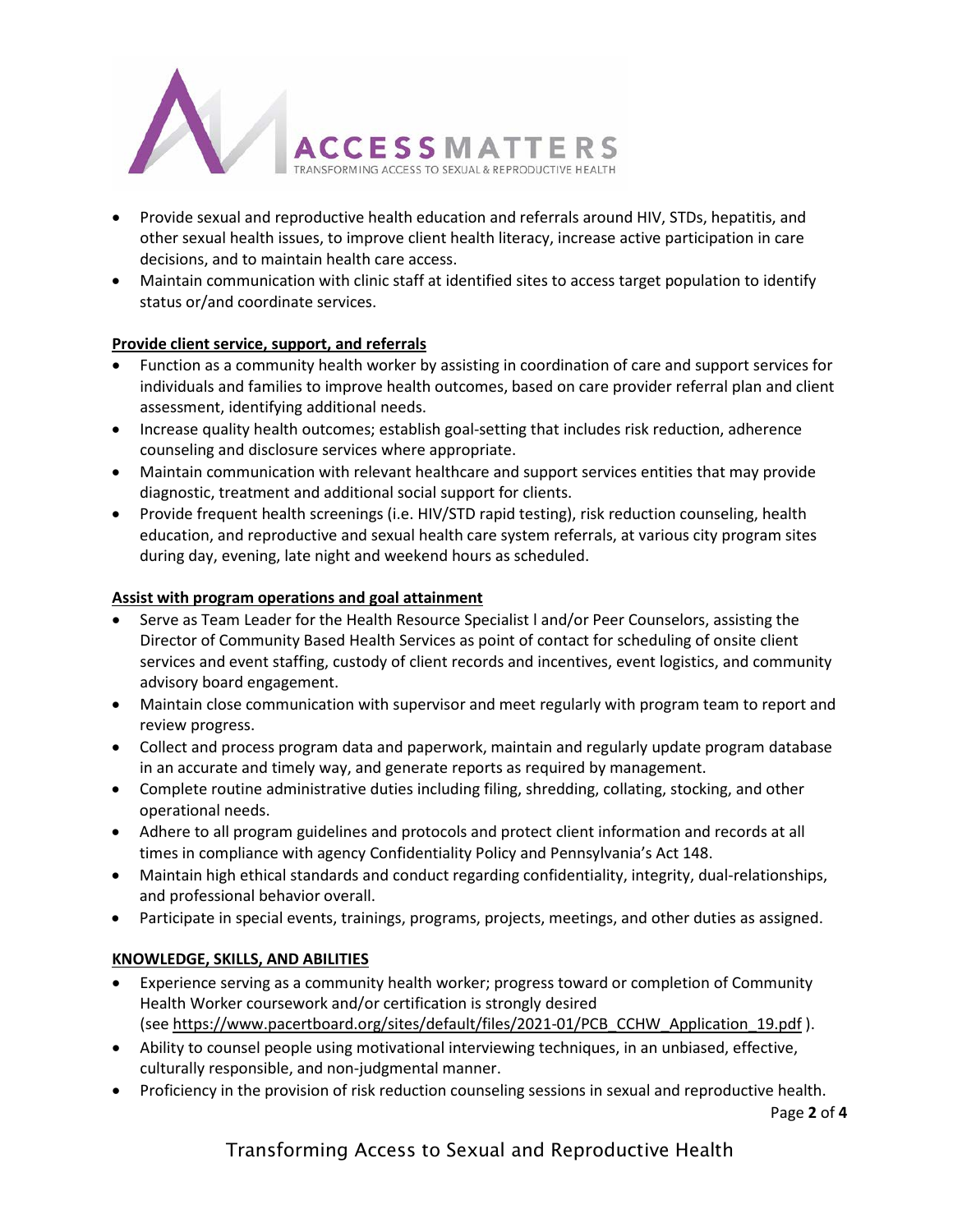- Provide sexual and reproductive health education and referrals around HIV, STDs, hepatitis, and other sexual health issues, to improve client health literacy, increase active participation in care decisions, and to maintain health care access.
- Maintain communication with clinic staff at identified sites to access target population to identify status or/and coordinate services.

**Provide client service, support, and referrals**

- Function as a community health worker by assisting in coordination of care and support services for individuals and families to improve health outcomes, based on care provider referral plan and client assessment, identifying additional needs.
- Increase quality health outcomes; establish goal-setting that includes risk reduction, adherence counseling and disclosure services where appropriate.
- Maintain communication with relevant healthcare and support services entities that may provide diagnostic, treatment and additional social support for clients.
- Provide frequent health screenings (i.e. HIV/STD rapid testing), risk reduction counseling, health education, and reproductive and sexual health care system referrals, at various city program sites during day, evening, late night and weekend hours as scheduled.

**Assist with program operations and goal attainment**

- Serve as Team Leader for the Health Resource Specialist l and/or Peer Counselors, assisting the Director of Community Based Health Services as point of contact for scheduling of onsite client services and event staffing, custody of client records and incentives, event logistics, and community advisory board engagement.
- Maintain close communication with supervisor and meet regularly with program team to report and review progress.
- Collect and process program data and paperwork, maintain and regularly update program database in an accurate and timely way, and generate reports as required by management.
- Complete routine administrative duties including filing, shredding, collating, stocking, and other operational needs.
- Adhere to all program guidelines and protocols and protect client information and records at all times in compliance with agency Confidentiality Policy and Pennsylvania's Act 148.
- Maintain high ethical standards and conduct regarding confidentiality, integrity, dual-relationships, and professional behavior overall.
- Participate in special events, trainings, programs, projects, meetings, and other duties as assigned.

**KNOWLEDGE, SKILLS, AND ABILITIES**

- Experience serving as a community health worker; progress toward or completion of Community Health Worker coursework and/or certification is strongly desired (see https://www.pacertboard.org/sites/default/files/2021-01/PCB_CCHW_Application_19.pdf ).
- Ability to counsel people using motivational interviewing techniques, in an unbiased, effective, culturally responsible, and non-judgmental manner.
- Proficiency in the provision of risk reduction counseling sessions in sexual and reproductive health.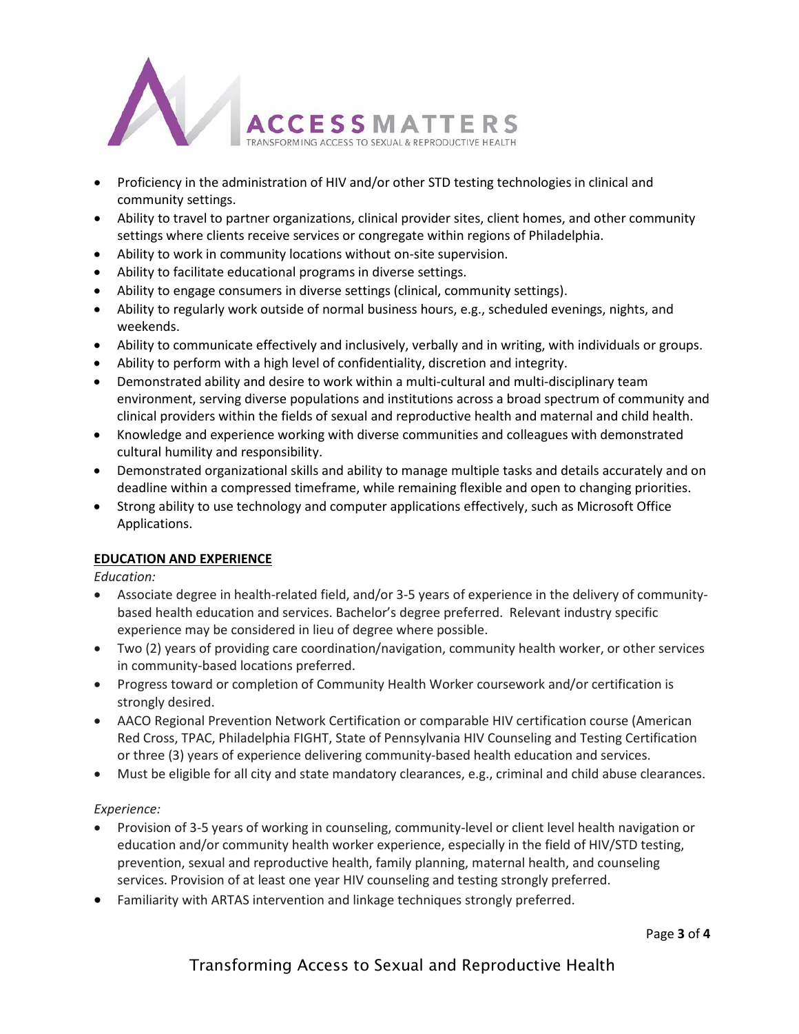- Proficiency in the administration of HIV and/or other STD testing technologies in clinical and community settings.
- Ability to travel to partner organizations, clinical provider sites, client homes, and other community settings where clients receive services or congregate within regions of Philadelphia.
- Ability to work in community locations without on-site supervision.
- Ability to facilitate educational programs in diverse settings.
- Ability to engage consumers in diverse settings (clinical, community settings).
- Ability to regularly work outside of normal business hours, e.g., scheduled evenings, nights, and weekends.
- Ability to communicate effectively and inclusively, verbally and in writing, with individuals or groups.
- Ability to perform with a high level of confidentiality, discretion and integrity.
- Demonstrated ability and desire to work within a multi-cultural and multi-disciplinary team environment, serving diverse populations and institutions across a broad spectrum of community and clinical providers within the fields of sexual and reproductive health and maternal and child health.
- Knowledge and experience working with diverse communities and colleagues with demonstrated cultural humility and responsibility.
- Demonstrated organizational skills and ability to manage multiple tasks and details accurately and on deadline within a compressed timeframe, while remaining flexible and open to changing priorities.
- Strong ability to use technology and computer applications effectively, such as Microsoft Office Applications.

## EDUCATION AND EXPERIENCE

*Education:*

- Associate degree in health-related field, and/or 3-5 years of experience in the delivery of community-based health education and services. Bachelor's degree preferred. Relevant industry specific experience may be considered in lieu of degree where possible.
- Two (2) years of providing care coordination/navigation, community health worker, or other services in community-based locations preferred.
- Progress toward or completion of Community Health Worker coursework and/or certification is strongly desired.
- AACO Regional Prevention Network Certification or comparable HIV certification course (American Red Cross, TPAC, Philadelphia FIGHT, State of Pennsylvania HIV Counseling and Testing Certification or three (3) years of experience delivering community-based health education and services.
- Must be eligible for all city and state mandatory clearances, e.g., criminal and child abuse clearances.

*Experience:*

- Provision of 3-5 years of working in counseling, community-level or client level health navigation or education and/or community health worker experience, especially in the field of HIV/STD testing, prevention, sexual and reproductive health, family planning, maternal health, and counseling services. Provision of at least one year HIV counseling and testing strongly preferred.
- Familiarity with ARTAS intervention and linkage techniques strongly preferred.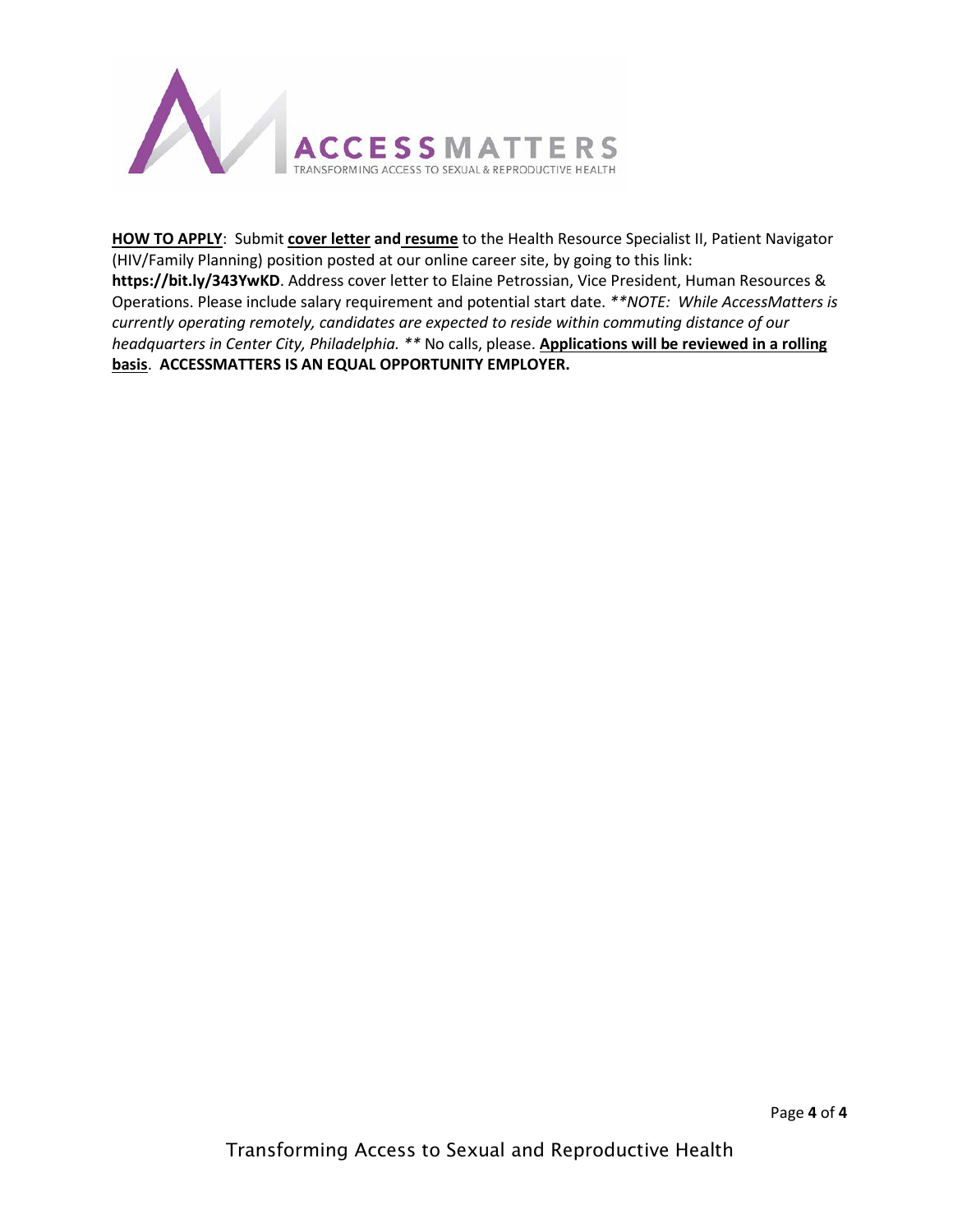**HOW TO APPLY**: Submit **cover letter and resume** to the Health Resource Specialist II, Patient Navigator (HIV/Family Planning) position posted at our online career site, by going to this link: **https://bit.ly/343YwKD**. Address cover letter to Elaine Petrossian, Vice President, Human Resources & Operations. Please include salary requirement and potential start date. ***\*NOTE: While AccessMatters is currently operating remotely, candidates are expected to reside within commuting distance of our headquarters in Center City, Philadelphia. \*\**** No calls, please. **Applications will be reviewed in a rolling basis**. **ACCESSMATTERS IS AN EQUAL OPPORTUNITY EMPLOYER.**